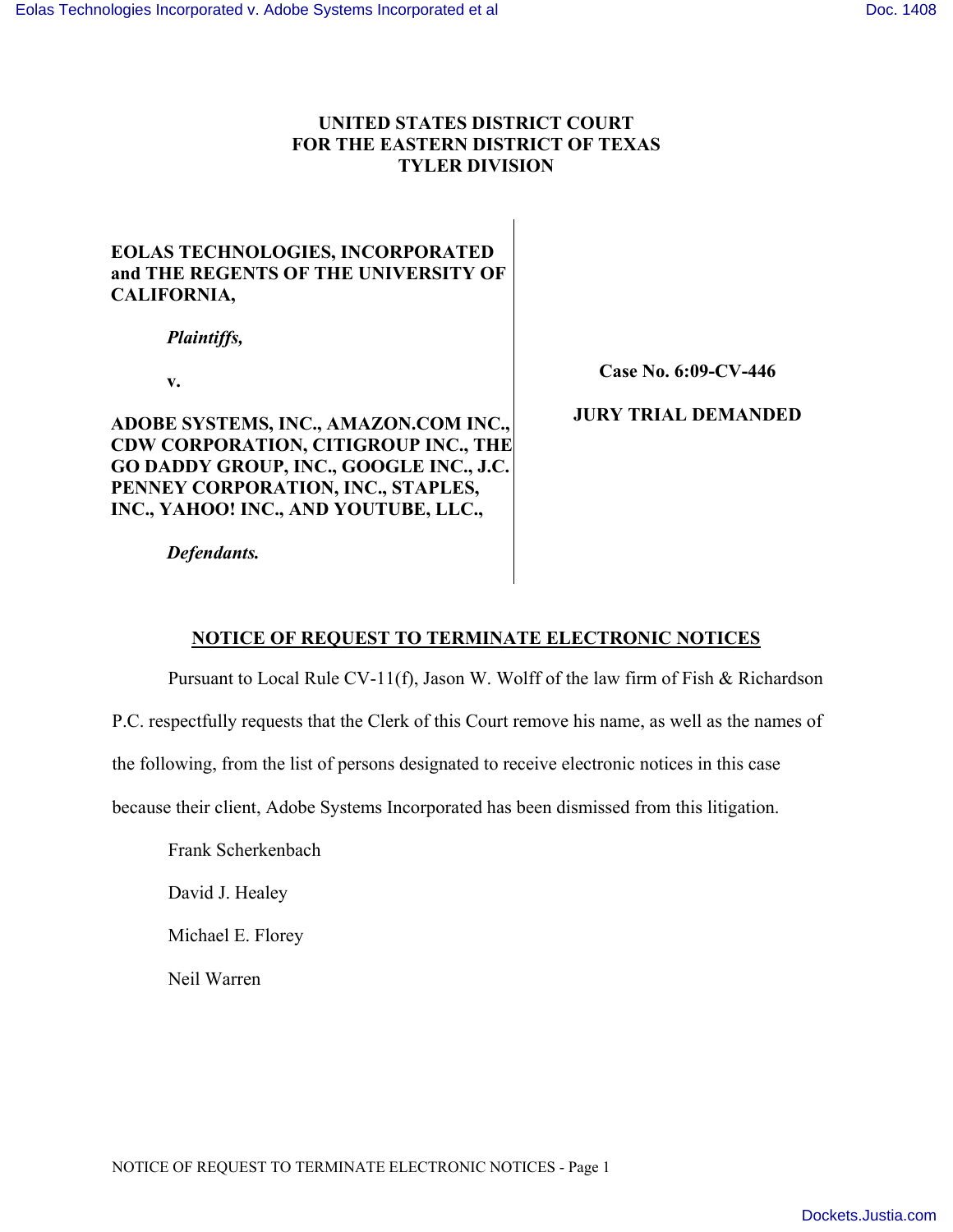**UNITED STATES DISTRICT COURT**
**FOR THE EASTERN DISTRICT OF TEXAS**
**TYLER DIVISION**

**EOLAS TECHNOLOGIES, INCORPORATED and THE REGENTS OF THE UNIVERSITY OF CALIFORNIA,**

***Plaintiffs,***

**v.**

**ADOBE SYSTEMS, INC., AMAZON.COM INC., CDW CORPORATION, CITIGROUP INC., THE GO DADDY GROUP, INC., GOOGLE INC., J.C. PENNEY CORPORATION, INC., STAPLES, INC., YAHOO! INC., AND YOUTUBE, LLC.,**

***Defendants.***

**Case No. 6:09-CV-446**

**JURY TRIAL DEMANDED**

## NOTICE OF REQUEST TO TERMINATE ELECTRONIC NOTICES

Pursuant to Local Rule CV-11(f), Jason W. Wolff of the law firm of Fish & Richardson P.C. respectfully requests that the Clerk of this Court remove his name, as well as the names of the following, from the list of persons designated to receive electronic notices in this case because their client, Adobe Systems Incorporated has been dismissed from this litigation.

Frank Scherkenbach

David J. Healey

Michael E. Florey

Neil Warren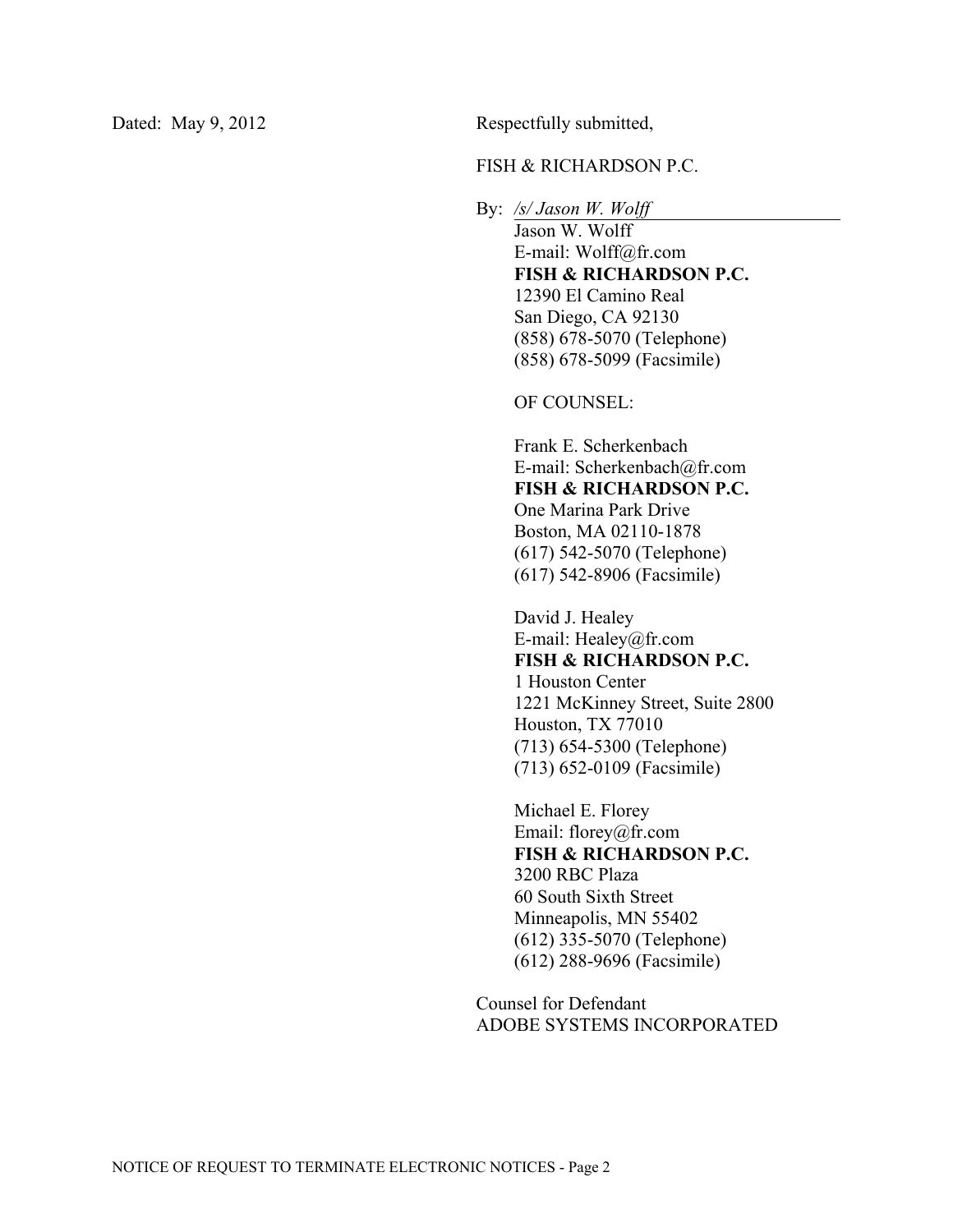Dated: May 9, 2012

Respectfully submitted,

FISH & RICHARDSON P.C.

By: */s/ Jason W. Wolff*

Jason W. Wolff
E-mail: Wolff@fr.com
**FISH & RICHARDSON P.C.**
12390 El Camino Real
San Diego, CA 92130
(858) 678-5070 (Telephone)
(858) 678-5099 (Facsimile)

OF COUNSEL:

Frank E. Scherkenbach
E-mail: Scherkenbach@fr.com
**FISH & RICHARDSON P.C.**
One Marina Park Drive
Boston, MA 02110-1878
(617) 542-5070 (Telephone)
(617) 542-8906 (Facsimile)

David J. Healey
E-mail: Healey@fr.com
**FISH & RICHARDSON P.C.**
1 Houston Center
1221 McKinney Street, Suite 2800
Houston, TX 77010
(713) 654-5300 (Telephone)
(713) 652-0109 (Facsimile)

Michael E. Florey
Email: florey@fr.com
**FISH & RICHARDSON P.C.**
3200 RBC Plaza
60 South Sixth Street
Minneapolis, MN 55402
(612) 335-5070 (Telephone)
(612) 288-9696 (Facsimile)

Counsel for Defendant
ADOBE SYSTEMS INCORPORATED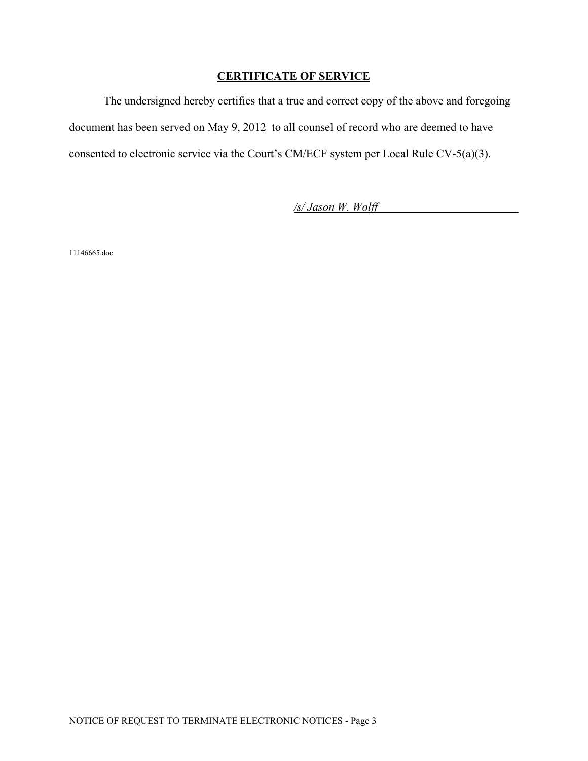## CERTIFICATE OF SERVICE

The undersigned hereby certifies that a true and correct copy of the above and foregoing document has been served on May 9, 2012 to all counsel of record who are deemed to have consented to electronic service via the Court's CM/ECF system per Local Rule CV-5(a)(3).

*/s/ Jason W. Wolff*

11146665.doc